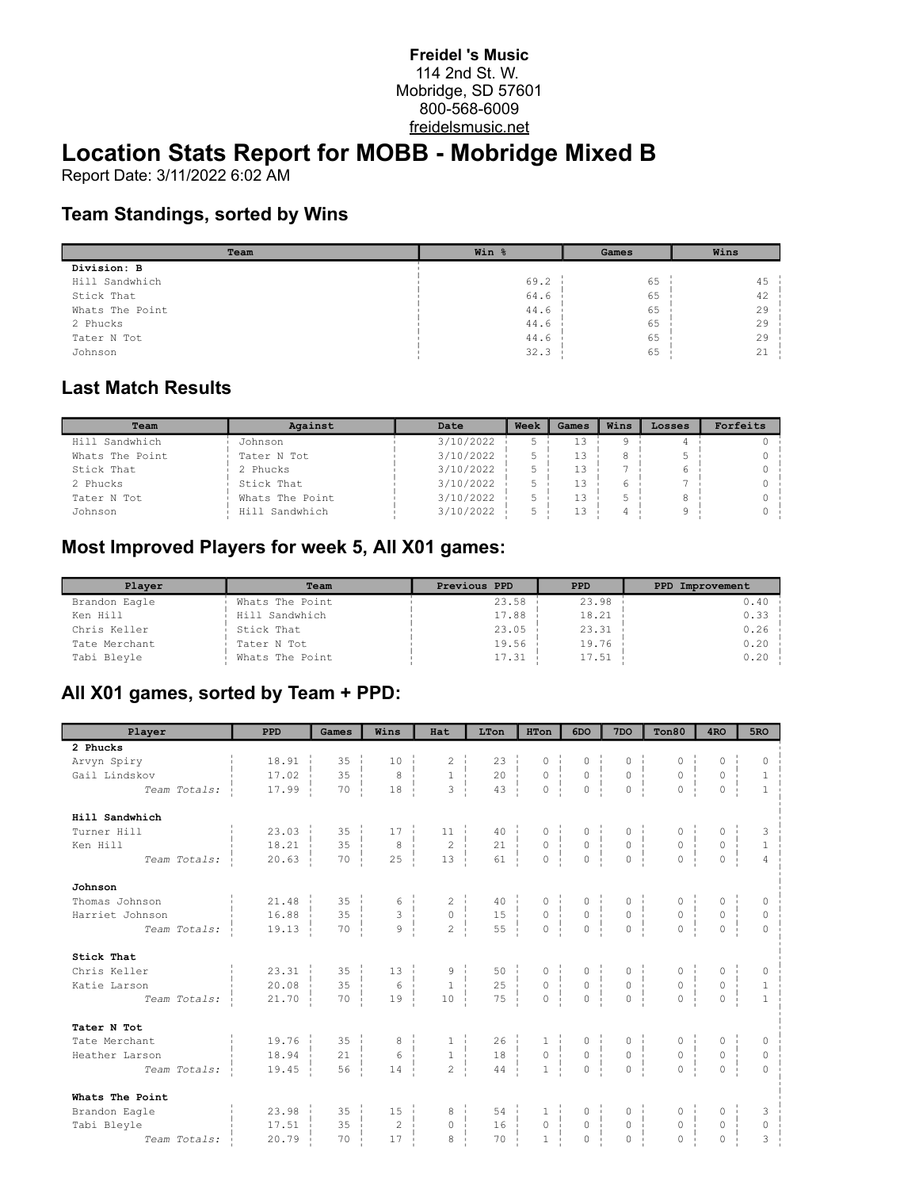**Freidel 's Music**
114 2nd St. W.
Mobridge, SD 57601
800-568-6009
freidelsmusic.net

# Location Stats Report for MOBB - Mobridge Mixed B

Report Date: 3/11/2022 6:02 AM

## Team Standings, sorted by Wins

| Team | Win % | Games | Wins |
|---|---|---|---|
| **Division: B** | | | |
| Hill Sandwhich | 69.2 | 65 | 45 |
| Stick That | 64.6 | 65 | 42 |
| Whats The Point | 44.6 | 65 | 29 |
| 2 Phucks | 44.6 | 65 | 29 |
| Tater N Tot | 44.6 | 65 | 29 |
| Johnson | 32.3 | 65 | 21 |

## Last Match Results

| Team | Against | Date | Week | Games | Wins | Losses | Forfeits |
|---|---|---|---|---|---|---|---|
| Hill Sandwhich | Johnson | 3/10/2022 | 5 | 13 | 9 | 4 | 0 |
| Whats The Point | Tater N Tot | 3/10/2022 | 5 | 13 | 8 | 5 | 0 |
| Stick That | 2 Phucks | 3/10/2022 | 5 | 13 | 7 | 6 | 0 |
| 2 Phucks | Stick That | 3/10/2022 | 5 | 13 | 6 | 7 | 0 |
| Tater N Tot | Whats The Point | 3/10/2022 | 5 | 13 | 5 | 8 | 0 |
| Johnson | Hill Sandwhich | 3/10/2022 | 5 | 13 | 4 | 9 | 0 |

## Most Improved Players for week 5, All X01 games:

| Player | Team | Previous PPD | PPD | PPD Improvement |
|---|---|---|---|---|
| Brandon Eagle | Whats The Point | 23.58 | 23.98 | 0.40 |
| Ken Hill | Hill Sandwhich | 17.88 | 18.21 | 0.33 |
| Chris Keller | Stick That | 23.05 | 23.31 | 0.26 |
| Tate Merchant | Tater N Tot | 19.56 | 19.76 | 0.20 |
| Tabi Bleyle | Whats The Point | 17.31 | 17.51 | 0.20 |

## All X01 games, sorted by Team + PPD:

| Player | PPD | Games | Wins | Hat | LTon | HTon | 6DO | 7DO | Ton80 | 4RO | 5RO |
|---|---|---|---|---|---|---|---|---|---|---|---|
| **2 Phucks** | | | | | | | | | | | |
| Arvyn Spiry | 18.91 | 35 | 10 | 2 | 23 | 0 | 0 | 0 | 0 | 0 | 0 |
| Gail Lindskov | 17.02 | 35 | 8 | 1 | 20 | 0 | 0 | 0 | 0 | 0 | 1 |
| *Team Totals:* | 17.99 | 70 | 18 | 3 | 43 | 0 | 0 | 0 | 0 | 0 | 1 |
| **Hill Sandwhich** | | | | | | | | | | | |
| Turner Hill | 23.03 | 35 | 17 | 11 | 40 | 0 | 0 | 0 | 0 | 0 | 3 |
| Ken Hill | 18.21 | 35 | 8 | 2 | 21 | 0 | 0 | 0 | 0 | 0 | 1 |
| *Team Totals:* | 20.63 | 70 | 25 | 13 | 61 | 0 | 0 | 0 | 0 | 0 | 4 |
| **Johnson** | | | | | | | | | | | |
| Thomas Johnson | 21.48 | 35 | 6 | 2 | 40 | 0 | 0 | 0 | 0 | 0 | 0 |
| Harriet Johnson | 16.88 | 35 | 3 | 0 | 15 | 0 | 0 | 0 | 0 | 0 | 0 |
| *Team Totals:* | 19.13 | 70 | 9 | 2 | 55 | 0 | 0 | 0 | 0 | 0 | 0 |
| **Stick That** | | | | | | | | | | | |
| Chris Keller | 23.31 | 35 | 13 | 9 | 50 | 0 | 0 | 0 | 0 | 0 | 0 |
| Katie Larson | 20.08 | 35 | 6 | 1 | 25 | 0 | 0 | 0 | 0 | 0 | 1 |
| *Team Totals:* | 21.70 | 70 | 19 | 10 | 75 | 0 | 0 | 0 | 0 | 0 | 1 |
| **Tater N Tot** | | | | | | | | | | | |
| Tate Merchant | 19.76 | 35 | 8 | 1 | 26 | 1 | 0 | 0 | 0 | 0 | 0 |
| Heather Larson | 18.94 | 21 | 6 | 1 | 18 | 0 | 0 | 0 | 0 | 0 | 0 |
| *Team Totals:* | 19.45 | 56 | 14 | 2 | 44 | 1 | 0 | 0 | 0 | 0 | 0 |
| **Whats The Point** | | | | | | | | | | | |
| Brandon Eagle | 23.98 | 35 | 15 | 8 | 54 | 1 | 0 | 0 | 0 | 0 | 3 |
| Tabi Bleyle | 17.51 | 35 | 2 | 0 | 16 | 0 | 0 | 0 | 0 | 0 | 0 |
| *Team Totals:* | 20.79 | 70 | 17 | 8 | 70 | 1 | 0 | 0 | 0 | 0 | 3 |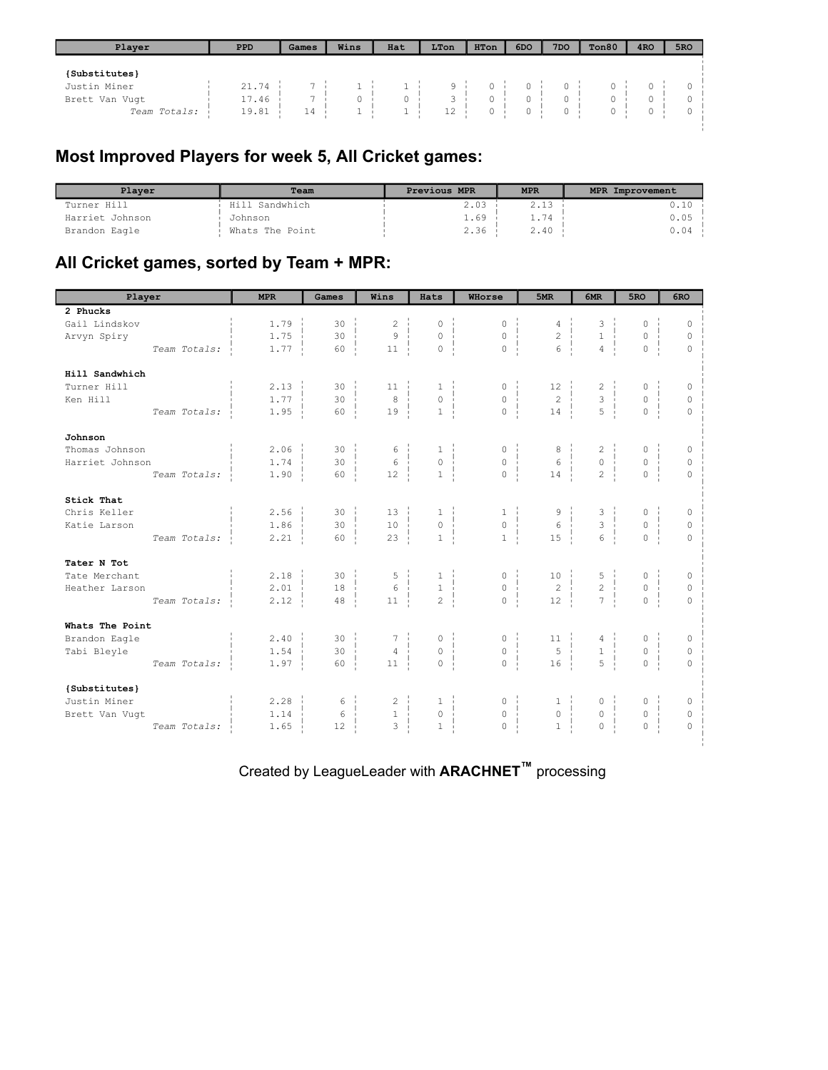| Player | PPD | Games | Wins | Hat | LTon | HTon | 6DO | 7DO | Ton80 | 4RO | 5RO |
|---|---|---|---|---|---|---|---|---|---|---|---|
| **{Substitutes}** | | | | | | | | | | | |
| Justin Miner | 21.74 | 7 | 1 | 1 | 9 | 0 | 0 | 0 | 0 | 0 | 0 |
| Brett Van Vugt | 17.46 | 7 | 0 | 0 | 3 | 0 | 0 | 0 | 0 | 0 | 0 |
| *Team Totals:* | 19.81 | 14 | 1 | 1 | 12 | 0 | 0 | 0 | 0 | 0 | 0 |

## Most Improved Players for week 5, All Cricket games:

| Player | Team | Previous MPR | MPR | MPR Improvement |
|---|---|---|---|---|
| Turner Hill | Hill Sandwhich | 2.03 | 2.13 | 0.10 |
| Harriet Johnson | Johnson | 1.69 | 1.74 | 0.05 |
| Brandon Eagle | Whats The Point | 2.36 | 2.40 | 0.04 |

## All Cricket games, sorted by Team + MPR:

| Player | MPR | Games | Wins | Hats | WHorse | 5MR | 6MR | 5RO | 6RO |
|---|---|---|---|---|---|---|---|---|---|
| **2 Phucks** | | | | | | | | | |
| Gail Lindskov | 1.79 | 30 | 2 | 0 | 0 | 4 | 3 | 0 | 0 |
| Arvyn Spiry | 1.75 | 30 | 9 | 0 | 0 | 2 | 1 | 0 | 0 |
| *Team Totals:* | 1.77 | 60 | 11 | 0 | 0 | 6 | 4 | 0 | 0 |
| **Hill Sandwhich** | | | | | | | | | |
| Turner Hill | 2.13 | 30 | 11 | 1 | 0 | 12 | 2 | 0 | 0 |
| Ken Hill | 1.77 | 30 | 8 | 0 | 0 | 2 | 3 | 0 | 0 |
| *Team Totals:* | 1.95 | 60 | 19 | 1 | 0 | 14 | 5 | 0 | 0 |
| **Johnson** | | | | | | | | | |
| Thomas Johnson | 2.06 | 30 | 6 | 1 | 0 | 8 | 2 | 0 | 0 |
| Harriet Johnson | 1.74 | 30 | 6 | 0 | 0 | 6 | 0 | 0 | 0 |
| *Team Totals:* | 1.90 | 60 | 12 | 1 | 0 | 14 | 2 | 0 | 0 |
| **Stick That** | | | | | | | | | |
| Chris Keller | 2.56 | 30 | 13 | 1 | 1 | 9 | 3 | 0 | 0 |
| Katie Larson | 1.86 | 30 | 10 | 0 | 0 | 6 | 3 | 0 | 0 |
| *Team Totals:* | 2.21 | 60 | 23 | 1 | 1 | 15 | 6 | 0 | 0 |
| **Tater N Tot** | | | | | | | | | |
| Tate Merchant | 2.18 | 30 | 5 | 1 | 0 | 10 | 5 | 0 | 0 |
| Heather Larson | 2.01 | 18 | 6 | 1 | 0 | 2 | 2 | 0 | 0 |
| *Team Totals:* | 2.12 | 48 | 11 | 2 | 0 | 12 | 7 | 0 | 0 |
| **Whats The Point** | | | | | | | | | |
| Brandon Eagle | 2.40 | 30 | 7 | 0 | 0 | 11 | 4 | 0 | 0 |
| Tabi Bleyle | 1.54 | 30 | 4 | 0 | 0 | 5 | 1 | 0 | 0 |
| *Team Totals:* | 1.97 | 60 | 11 | 0 | 0 | 16 | 5 | 0 | 0 |
| **{Substitutes}** | | | | | | | | | |
| Justin Miner | 2.28 | 6 | 2 | 1 | 0 | 1 | 0 | 0 | 0 |
| Brett Van Vugt | 1.14 | 6 | 1 | 0 | 0 | 0 | 0 | 0 | 0 |
| *Team Totals:* | 1.65 | 12 | 3 | 1 | 0 | 1 | 0 | 0 | 0 |

Created by LeagueLeader with **ARACHNET™** processing